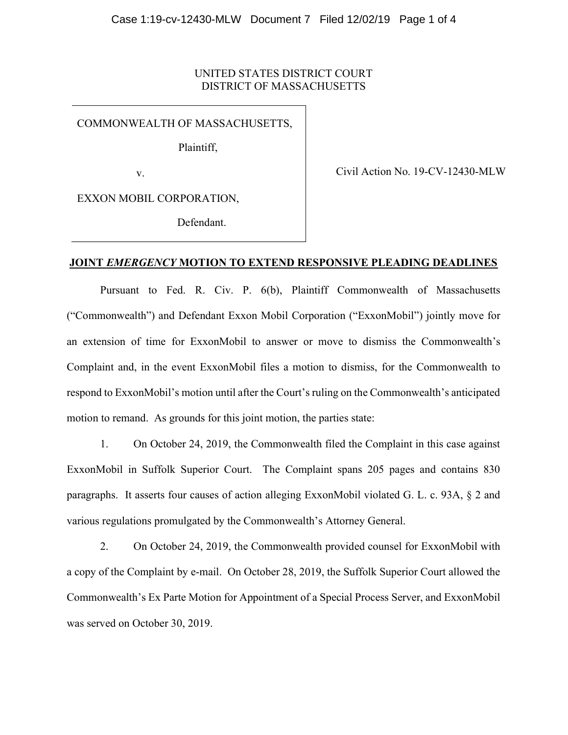UNITED STATES DISTRICT COURT
DISTRICT OF MASSACHUSETTS

COMMONWEALTH OF MASSACHUSETTS,

Plaintiff,

v.

EXXON MOBIL CORPORATION,

Defendant.

Civil Action No. 19-CV-12430-MLW

## JOINT *EMERGENCY* MOTION TO EXTEND RESPONSIVE PLEADING DEADLINES

Pursuant to Fed. R. Civ. P. 6(b), Plaintiff Commonwealth of Massachusetts ("Commonwealth") and Defendant Exxon Mobil Corporation ("ExxonMobil") jointly move for an extension of time for ExxonMobil to answer or move to dismiss the Commonwealth's Complaint and, in the event ExxonMobil files a motion to dismiss, for the Commonwealth to respond to ExxonMobil's motion until after the Court's ruling on the Commonwealth's anticipated motion to remand. As grounds for this joint motion, the parties state:

1. On October 24, 2019, the Commonwealth filed the Complaint in this case against ExxonMobil in Suffolk Superior Court. The Complaint spans 205 pages and contains 830 paragraphs. It asserts four causes of action alleging ExxonMobil violated G. L. c. 93A, § 2 and various regulations promulgated by the Commonwealth's Attorney General.

2. On October 24, 2019, the Commonwealth provided counsel for ExxonMobil with a copy of the Complaint by e-mail. On October 28, 2019, the Suffolk Superior Court allowed the Commonwealth's Ex Parte Motion for Appointment of a Special Process Server, and ExxonMobil was served on October 30, 2019.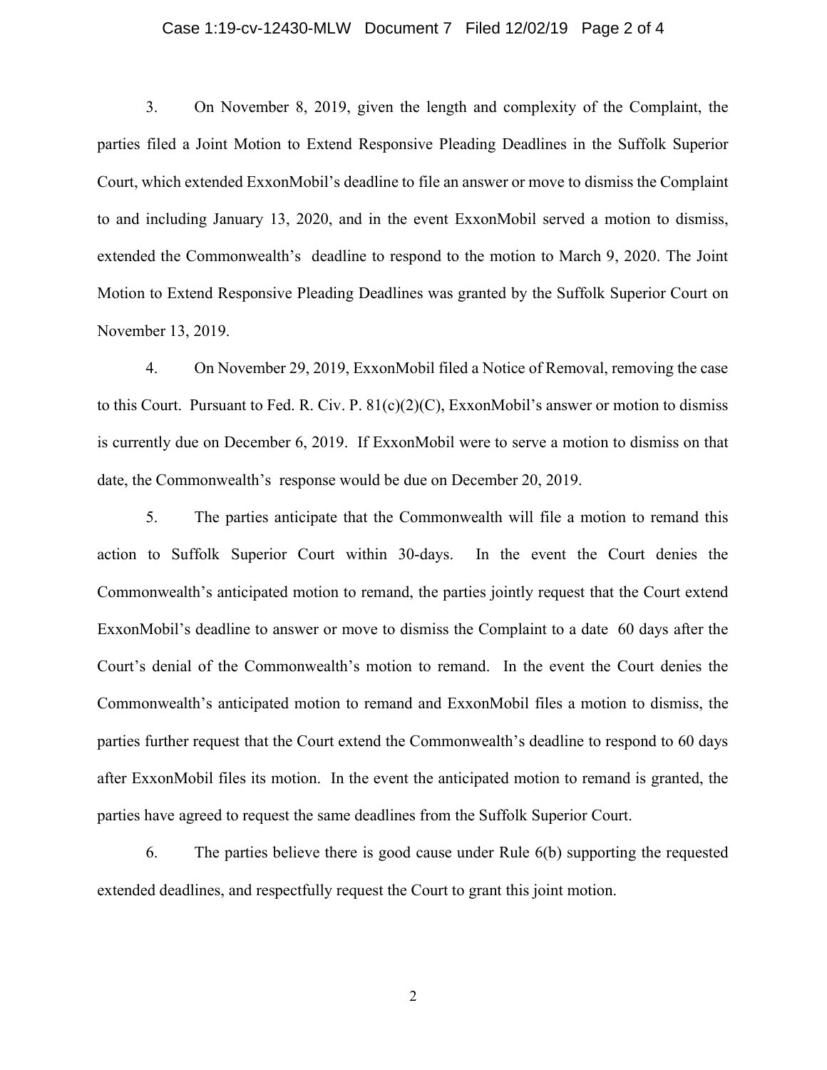3. On November 8, 2019, given the length and complexity of the Complaint, the parties filed a Joint Motion to Extend Responsive Pleading Deadlines in the Suffolk Superior Court, which extended ExxonMobil's deadline to file an answer or move to dismiss the Complaint to and including January 13, 2020, and in the event ExxonMobil served a motion to dismiss, extended the Commonwealth's deadline to respond to the motion to March 9, 2020. The Joint Motion to Extend Responsive Pleading Deadlines was granted by the Suffolk Superior Court on November 13, 2019.

4. On November 29, 2019, ExxonMobil filed a Notice of Removal, removing the case to this Court. Pursuant to Fed. R. Civ. P. 81(c)(2)(C), ExxonMobil's answer or motion to dismiss is currently due on December 6, 2019. If ExxonMobil were to serve a motion to dismiss on that date, the Commonwealth's response would be due on December 20, 2019.

5. The parties anticipate that the Commonwealth will file a motion to remand this action to Suffolk Superior Court within 30-days. In the event the Court denies the Commonwealth's anticipated motion to remand, the parties jointly request that the Court extend ExxonMobil's deadline to answer or move to dismiss the Complaint to a date 60 days after the Court's denial of the Commonwealth's motion to remand. In the event the Court denies the Commonwealth's anticipated motion to remand and ExxonMobil files a motion to dismiss, the parties further request that the Court extend the Commonwealth's deadline to respond to 60 days after ExxonMobil files its motion. In the event the anticipated motion to remand is granted, the parties have agreed to request the same deadlines from the Suffolk Superior Court.

6. The parties believe there is good cause under Rule 6(b) supporting the requested extended deadlines, and respectfully request the Court to grant this joint motion.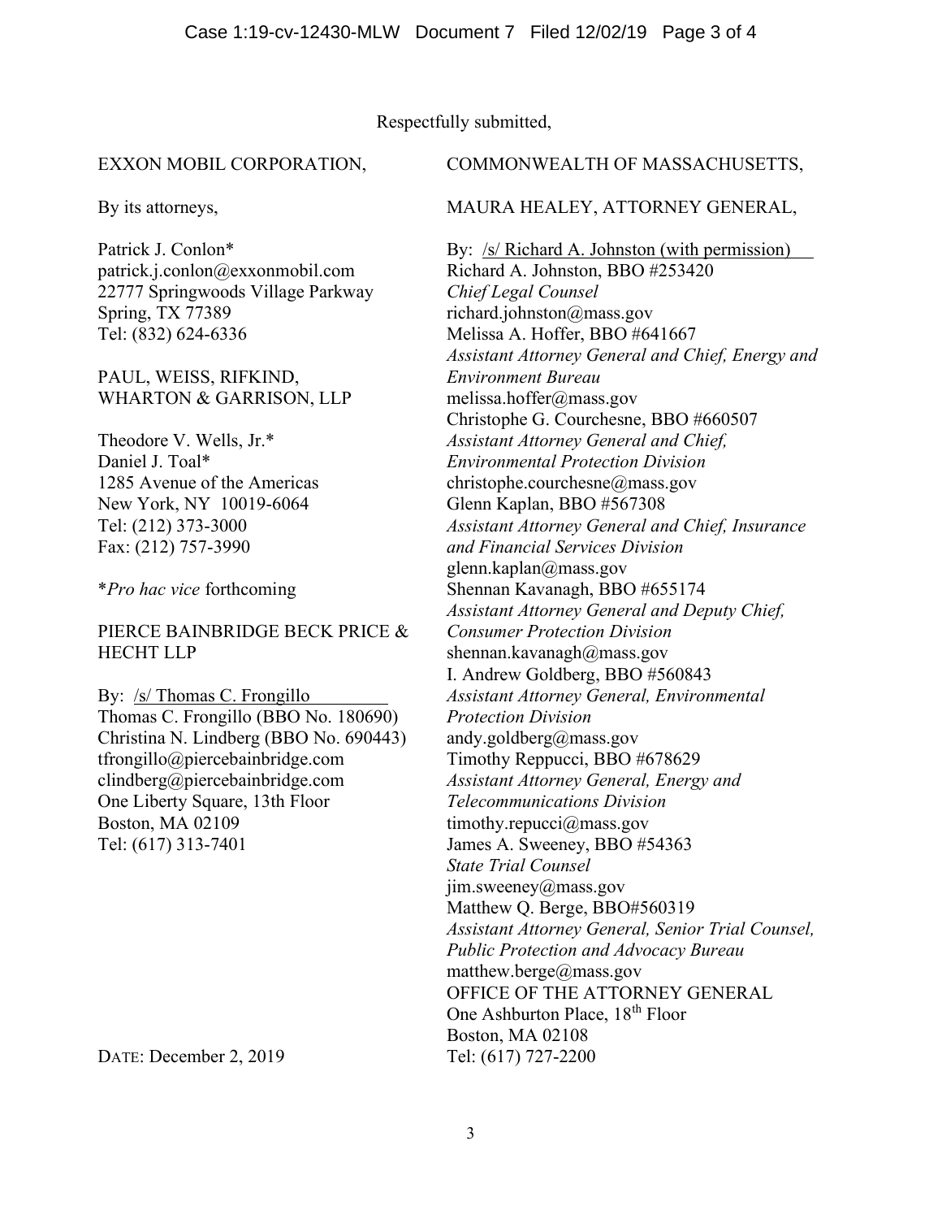Respectfully submitted,

EXXON MOBIL CORPORATION,

By its attorneys,

Patrick J. Conlon*
patrick.j.conlon@exxonmobil.com
22777 Springwoods Village Parkway
Spring, TX 77389
Tel: (832) 624-6336

PAUL, WEISS, RIFKIND,
WHARTON & GARRISON, LLP

Theodore V. Wells, Jr.*
Daniel J. Toal*
1285 Avenue of the Americas
New York, NY 10019-6064
Tel: (212) 373-3000
Fax: (212) 757-3990

**Pro hac vice* forthcoming

PIERCE BAINBRIDGE BECK PRICE &
HECHT LLP

By: /s/ Thomas C. Frongillo
Thomas C. Frongillo (BBO No. 180690)
Christina N. Lindberg (BBO No. 690443)
tfrongillo@piercebainbridge.com
clindberg@piercebainbridge.com
One Liberty Square, 13th Floor
Boston, MA 02109
Tel: (617) 313-7401

DATE: December 2, 2019

COMMONWEALTH OF MASSACHUSETTS,

MAURA HEALEY, ATTORNEY GENERAL,

By: /s/ Richard A. Johnston (with permission)
Richard A. Johnston, BBO #253420
*Chief Legal Counsel*
richard.johnston@mass.gov
Melissa A. Hoffer, BBO #641667
*Assistant Attorney General and Chief, Energy and Environment Bureau*
melissa.hoffer@mass.gov
Christophe G. Courchesne, BBO #660507
*Assistant Attorney General and Chief, Environmental Protection Division*
christophe.courchesne@mass.gov
Glenn Kaplan, BBO #567308
*Assistant Attorney General and Chief, Insurance and Financial Services Division*
glenn.kaplan@mass.gov
Shennan Kavanagh, BBO #655174
*Assistant Attorney General and Deputy Chief, Consumer Protection Division*
shennan.kavanagh@mass.gov
I. Andrew Goldberg, BBO #560843
*Assistant Attorney General, Environmental Protection Division*
andy.goldberg@mass.gov
Timothy Reppucci, BBO #678629
*Assistant Attorney General, Energy and Telecommunications Division*
timothy.repucci@mass.gov
James A. Sweeney, BBO #54363
*State Trial Counsel*
jim.sweeney@mass.gov
Matthew Q. Berge, BBO#560319
*Assistant Attorney General, Senior Trial Counsel, Public Protection and Advocacy Bureau*
matthew.berge@mass.gov
OFFICE OF THE ATTORNEY GENERAL
One Ashburton Place, 18th Floor
Boston, MA 02108
Tel: (617) 727-2200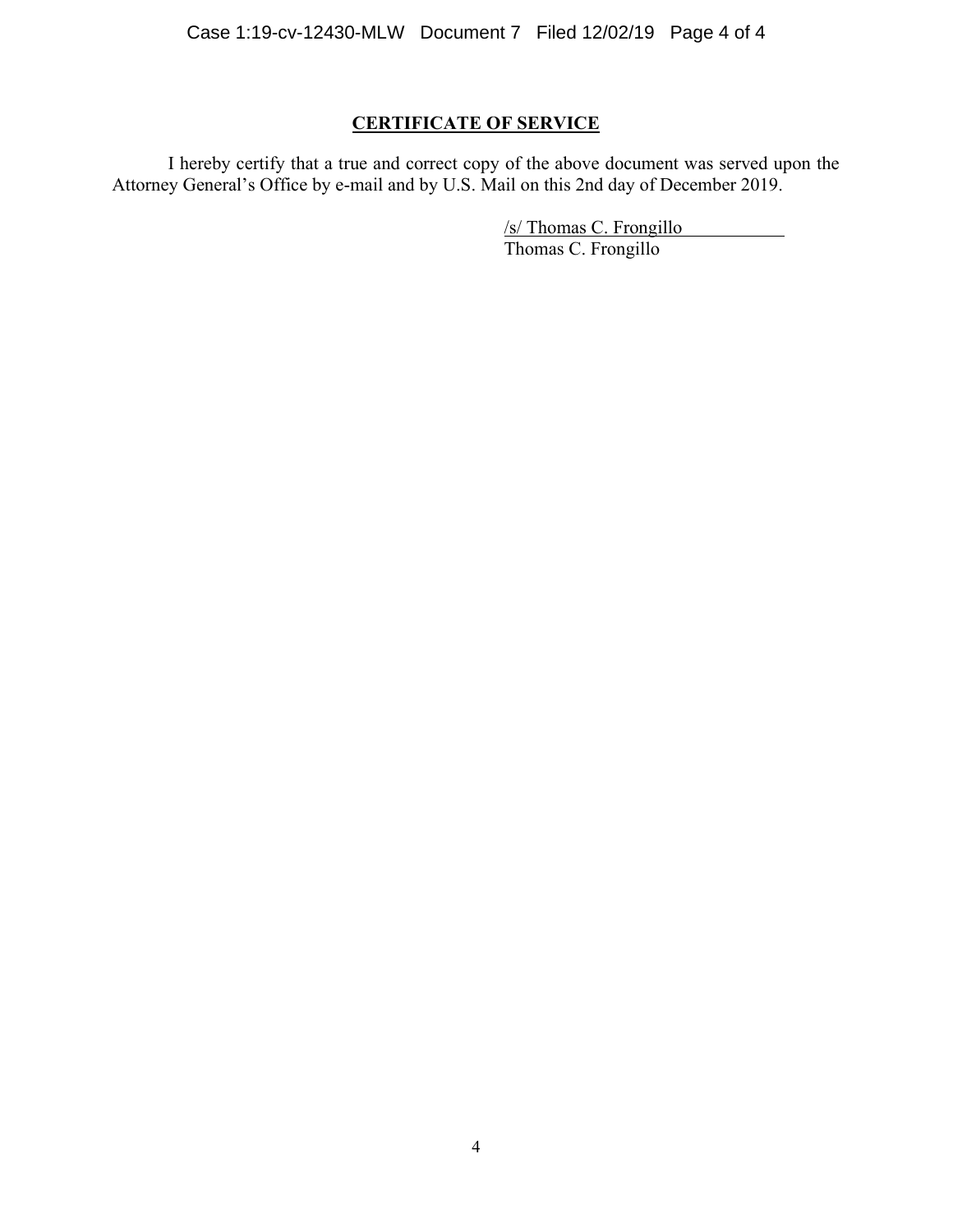**CERTIFICATE OF SERVICE**

I hereby certify that a true and correct copy of the above document was served upon the Attorney General's Office by e-mail and by U.S. Mail on this 2nd day of December 2019.

/s/ Thomas C. Frongillo
Thomas C. Frongillo